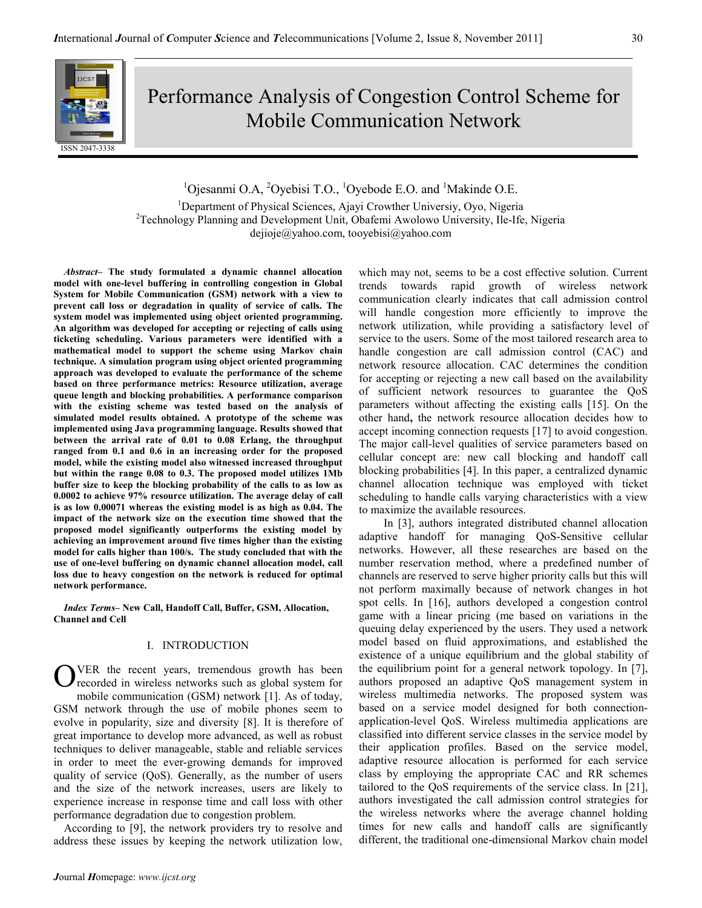# Performance Analysis of Congestion Control Scheme for Mobile Communication Network

[1]Ojesanmi O.A, [2]Oyebisi T.O., [1]Oyebode E.O. and [1]Makinde O.E.

[1]Department of Physical Sciences, Ajayi Crowther Universiy, Oyo, Nigeria
[2]Technology Planning and Development Unit, Obafemi Awolowo University, Ile-Ife, Nigeria
dejioje@yahoo.com, tooyebisi@yahoo.com

***Abstract*– The study formulated a dynamic channel allocation model with one-level buffering in controlling congestion in Global System for Mobile Communication (GSM) network with a view to prevent call loss or degradation in quality of service of calls. The system model was implemented using object oriented programming. An algorithm was developed for accepting or rejecting of calls using ticketing scheduling. Various parameters were identified with a mathematical model to support the scheme using Markov chain technique. A simulation program using object oriented programming approach was developed to evaluate the performance of the scheme based on three performance metrics: Resource utilization, average queue length and blocking probabilities. A performance comparison with the existing scheme was tested based on the analysis of simulated model results obtained. A prototype of the scheme was implemented using Java programming language. Results showed that between the arrival rate of 0.01 to 0.08 Erlang, the throughput ranged from 0.1 and 0.6 in an increasing order for the proposed model, while the existing model also witnessed increased throughput but within the range 0.08 to 0.3. The proposed model utilizes 1Mb buffer size to keep the blocking probability of the calls to as low as 0.0002 to achieve 97% resource utilization. The average delay of call is as low 0.00071 whereas the existing model is as high as 0.04. The impact of the network size on the execution time showed that the proposed model significantly outperforms the existing model by achieving an improvement around five times higher than the existing model for calls higher than 100/s. The study concluded that with the use of one-level buffering on dynamic channel allocation model, call loss due to heavy congestion on the network is reduced for optimal network performance.**

***Index Terms*– New Call, Handoff Call, Buffer, GSM, Allocation, Channel and Cell**

## I. INTRODUCTION

OVER the recent years, tremendous growth has been recorded in wireless networks such as global system for mobile communication (GSM) network [1]. As of today, GSM network through the use of mobile phones seem to evolve in popularity, size and diversity [8]. It is therefore of great importance to develop more advanced, as well as robust techniques to deliver manageable, stable and reliable services in order to meet the ever-growing demands for improved quality of service (QoS). Generally, as the number of users and the size of the network increases, users are likely to experience increase in response time and call loss with other performance degradation due to congestion problem.

According to [9], the network providers try to resolve and address these issues by keeping the network utilization low, which may not, seems to be a cost effective solution. Current trends towards rapid growth of wireless network communication clearly indicates that call admission control will handle congestion more efficiently to improve the network utilization, while providing a satisfactory level of service to the users. Some of the most tailored research area to handle congestion are call admission control (CAC) and network resource allocation. CAC determines the condition for accepting or rejecting a new call based on the availability of sufficient network resources to guarantee the QoS parameters without affecting the existing calls [15]. On the other hand**,** the network resource allocation decides how to accept incoming connection requests [17] to avoid congestion. The major call-level qualities of service parameters based on cellular concept are: new call blocking and handoff call blocking probabilities [4]. In this paper, a centralized dynamic channel allocation technique was employed with ticket scheduling to handle calls varying characteristics with a view to maximize the available resources.

In [3], authors integrated distributed channel allocation adaptive handoff for managing QoS-Sensitive cellular networks. However, all these researches are based on the number reservation method, where a predefined number of channels are reserved to serve higher priority calls but this will not perform maximally because of network changes in hot spot cells. In [16], authors developed a congestion control game with a linear pricing (me based on variations in the queuing delay experienced by the users. They used a network model based on fluid approximations, and established the existence of a unique equilibrium and the global stability of the equilibrium point for a general network topology. In [7], authors proposed an adaptive QoS management system in wireless multimedia networks. The proposed system was based on a service model designed for both connection-application-level QoS. Wireless multimedia applications are classified into different service classes in the service model by their application profiles. Based on the service model, adaptive resource allocation is performed for each service class by employing the appropriate CAC and RR schemes tailored to the QoS requirements of the service class. In [21], authors investigated the call admission control strategies for the wireless networks where the average channel holding times for new calls and handoff calls are significantly different, the traditional one-dimensional Markov chain model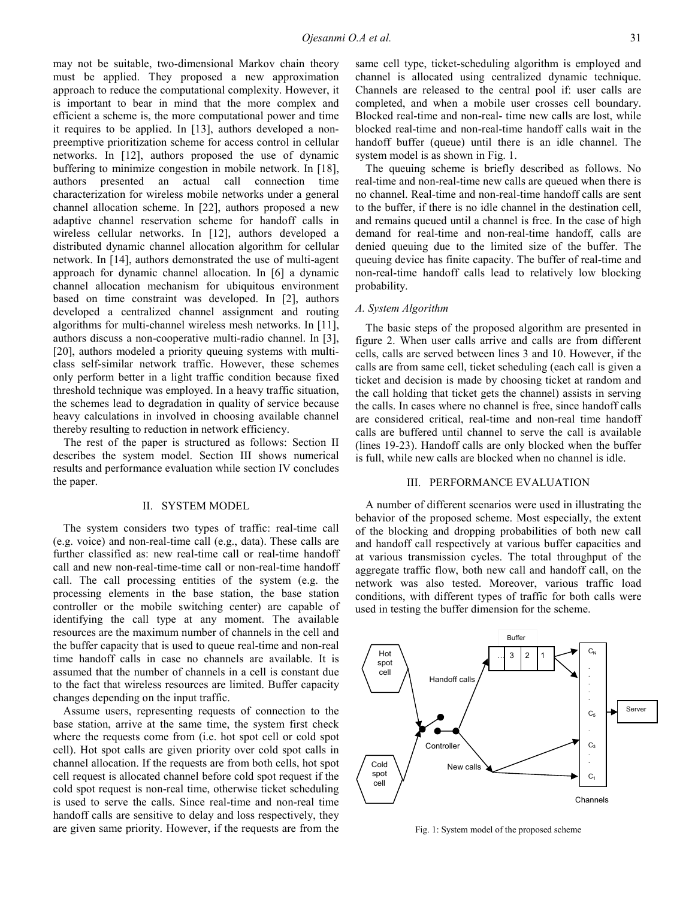may not be suitable, two-dimensional Markov chain theory must be applied. They proposed a new approximation approach to reduce the computational complexity. However, it is important to bear in mind that the more complex and efficient a scheme is, the more computational power and time it requires to be applied. In [13], authors developed a non-preemptive prioritization scheme for access control in cellular networks. In [12], authors proposed the use of dynamic buffering to minimize congestion in mobile network. In [18], authors presented an actual call connection time characterization for wireless mobile networks under a general channel allocation scheme. In [22], authors proposed a new adaptive channel reservation scheme for handoff calls in wireless cellular networks. In [12], authors developed a distributed dynamic channel allocation algorithm for cellular network. In [14], authors demonstrated the use of multi-agent approach for dynamic channel allocation. In [6] a dynamic channel allocation mechanism for ubiquitous environment based on time constraint was developed. In [2], authors developed a centralized channel assignment and routing algorithms for multi-channel wireless mesh networks. In [11], authors discuss a non-cooperative multi-radio channel. In [3], [20], authors modeled a priority queuing systems with multi-class self-similar network traffic. However, these schemes only perform better in a light traffic condition because fixed threshold technique was employed. In a heavy traffic situation, the schemes lead to degradation in quality of service because heavy calculations in involved in choosing available channel thereby resulting to reduction in network efficiency.

The rest of the paper is structured as follows: Section II describes the system model. Section III shows numerical results and performance evaluation while section IV concludes the paper.

## II. SYSTEM MODEL

The system considers two types of traffic: real-time call (e.g. voice) and non-real-time call (e.g., data). These calls are further classified as: new real-time call or real-time handoff call and new non-real-time-time call or non-real-time handoff call. The call processing entities of the system (e.g. the processing elements in the base station, the base station controller or the mobile switching center) are capable of identifying the call type at any moment. The available resources are the maximum number of channels in the cell and the buffer capacity that is used to queue real-time and non-real time handoff calls in case no channels are available. It is assumed that the number of channels in a cell is constant due to the fact that wireless resources are limited. Buffer capacity changes depending on the input traffic.

Assume users, representing requests of connection to the base station, arrive at the same time, the system first check where the requests come from (i.e. hot spot cell or cold spot cell). Hot spot calls are given priority over cold spot calls in channel allocation. If the requests are from both cells, hot spot cell request is allocated channel before cold spot request if the cold spot request is non-real time, otherwise ticket scheduling is used to serve the calls. Since real-time and non-real time handoff calls are sensitive to delay and loss respectively, they are given same priority. However, if the requests are from the same cell type, ticket-scheduling algorithm is employed and channel is allocated using centralized dynamic technique. Channels are released to the central pool if: user calls are completed, and when a mobile user crosses cell boundary. Blocked real-time and non-real- time new calls are lost, while blocked real-time and non-real-time handoff calls wait in the handoff buffer (queue) until there is an idle channel. The system model is as shown in Fig. 1.

The queuing scheme is briefly described as follows. No real-time and non-real-time new calls are queued when there is no channel. Real-time and non-real-time handoff calls are sent to the buffer, if there is no idle channel in the destination cell, and remains queued until a channel is free. In the case of high demand for real-time and non-real-time handoff, calls are denied queuing due to the limited size of the buffer. The queuing device has finite capacity. The buffer of real-time and non-real-time handoff calls lead to relatively low blocking probability.

### A. System Algorithm

The basic steps of the proposed algorithm are presented in figure 2. When user calls arrive and calls are from different cells, calls are served between lines 3 and 10. However, if the calls are from same cell, ticket scheduling (each call is given a ticket and decision is made by choosing ticket at random and the call holding that ticket gets the channel) assists in serving the calls. In cases where no channel is free, since handoff calls are considered critical, real-time and non-real time handoff calls are buffered until channel to serve the call is available (lines 19-23). Handoff calls are only blocked when the buffer is full, while new calls are blocked when no channel is idle.

## III. PERFORMANCE EVALUATION

A number of different scenarios were used in illustrating the behavior of the proposed scheme. Most especially, the extent of the blocking and dropping probabilities of both new call and handoff call respectively at various buffer capacities and at various transmission cycles. The total throughput of the aggregate traffic flow, both new call and handoff call, on the network was also tested. Moreover, various traffic load conditions, with different types of traffic for both calls were used in testing the buffer dimension for the scheme.

Buffer

Hot spot cell | Handoff calls | … 3 2 1 | $C_N$ | $C_5$ | $C_3$ | $C_1$ | Server

Controller | New calls

Cold spot cell | Channels

Fig. 1: System model of the proposed scheme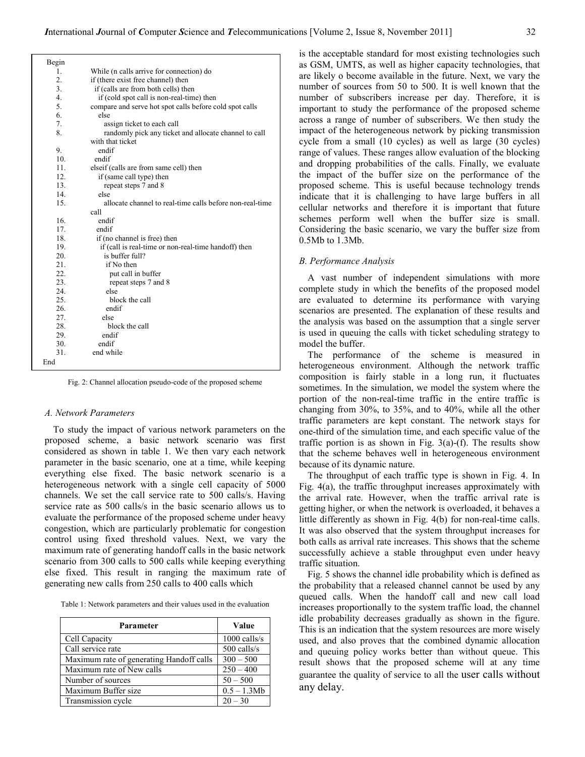```
Begin
1.        While (n calls arrive for connection) do
2.        if (there exist free channel) then
3.          if (calls are from both cells) then
4.            if (cold spot call is non-real-time) then
5.        compare and serve hot spot calls before cold spot calls
6.            else
7.              assign ticket to each call
8.              randomly pick any ticket and allocate channel to call
          with that ticket
9.            endif
10.         endif
11.       elseif (calls are from same cell) then
12.           if (same call type) then
13.             repeat steps 7 and 8
14.           else
15.             allocate channel to real-time calls before non-real-time
          call
16.           endif
17.         endif
18.         if (no channel is free) then
19.           if (call is real-time or non-real-time handoff) then
20.             is buffer full?
21.             if No then
22.               put call in buffer
23.               repeat steps 7 and 8
24.             else
25.               block the call
26.             endif
27.           else
28.               block the call
29.           endif
30.         endif
31.       end while
End
```

Fig. 2: Channel allocation pseudo-code of the proposed scheme

### A. Network Parameters

To study the impact of various network parameters on the proposed scheme, a basic network scenario was first considered as shown in table 1. We then vary each network parameter in the basic scenario, one at a time, while keeping everything else fixed. The basic network scenario is a heterogeneous network with a single cell capacity of 5000 channels. We set the call service rate to 500 calls/s. Having service rate as 500 calls/s in the basic scenario allows us to evaluate the performance of the proposed scheme under heavy congestion, which are particularly problematic for congestion control using fixed threshold values. Next, we vary the maximum rate of generating handoff calls in the basic network scenario from 300 calls to 500 calls while keeping everything else fixed. This result in ranging the maximum rate of generating new calls from 250 calls to 400 calls which is the acceptable standard for most existing technologies such as GSM, UMTS, as well as higher capacity technologies, that are likely o become available in the future. Next, we vary the number of sources from 50 to 500. It is well known that the number of subscribers increase per day. Therefore, it is important to study the performance of the proposed scheme across a range of number of subscribers. We then study the impact of the heterogeneous network by picking transmission cycle from a small (10 cycles) as well as large (30 cycles) range of values. These ranges allow evaluation of the blocking and dropping probabilities of the calls. Finally, we evaluate the impact of the buffer size on the performance of the proposed scheme. This is useful because technology trends indicate that it is challenging to have large buffers in all cellular networks and therefore it is important that future schemes perform well when the buffer size is small. Considering the basic scenario, we vary the buffer size from 0.5Mb to 1.3Mb.

Table 1: Network parameters and their values used in the evaluation

| Parameter | Value |
|---|---|
| Cell Capacity | 1000 calls/s |
| Call service rate | 500 calls/s |
| Maximum rate of generating Handoff calls | 300 – 500 |
| Maximum rate of New calls | 250 – 400 |
| Number of sources | 50 – 500 |
| Maximum Buffer size | 0.5 – 1.3Mb |
| Transmission cycle | 20 – 30 |

### B. Performance Analysis

A vast number of independent simulations with more complete study in which the benefits of the proposed model are evaluated to determine its performance with varying scenarios are presented. The explanation of these results and the analysis was based on the assumption that a single server is used in queuing the calls with ticket scheduling strategy to model the buffer.

The performance of the scheme is measured in heterogeneous environment. Although the network traffic composition is fairly stable in a long run, it fluctuates sometimes. In the simulation, we model the system where the portion of the non-real-time traffic in the entire traffic is changing from 30%, to 35%, and to 40%, while all the other traffic parameters are kept constant. The network stays for one-third of the simulation time, and each specific value of the traffic portion is as shown in Fig. 3(a)-(f). The results show that the scheme behaves well in heterogeneous environment because of its dynamic nature.

The throughput of each traffic type is shown in Fig. 4. In Fig. 4(a), the traffic throughput increases approximately with the arrival rate. However, when the traffic arrival rate is getting higher, or when the network is overloaded, it behaves a little differently as shown in Fig. 4(b) for non-real-time calls. It was also observed that the system throughput increases for both calls as arrival rate increases. This shows that the scheme successfully achieve a stable throughput even under heavy traffic situation.

Fig. 5 shows the channel idle probability which is defined as the probability that a released channel cannot be used by any queued calls. When the handoff call and new call load increases proportionally to the system traffic load, the channel idle probability decreases gradually as shown in the figure. This is an indication that the system resources are more wisely used, and also proves that the combined dynamic allocation and queuing policy works better than without queue. This result shows that the proposed scheme will at any time guarantee the quality of service to all the user calls without any delay.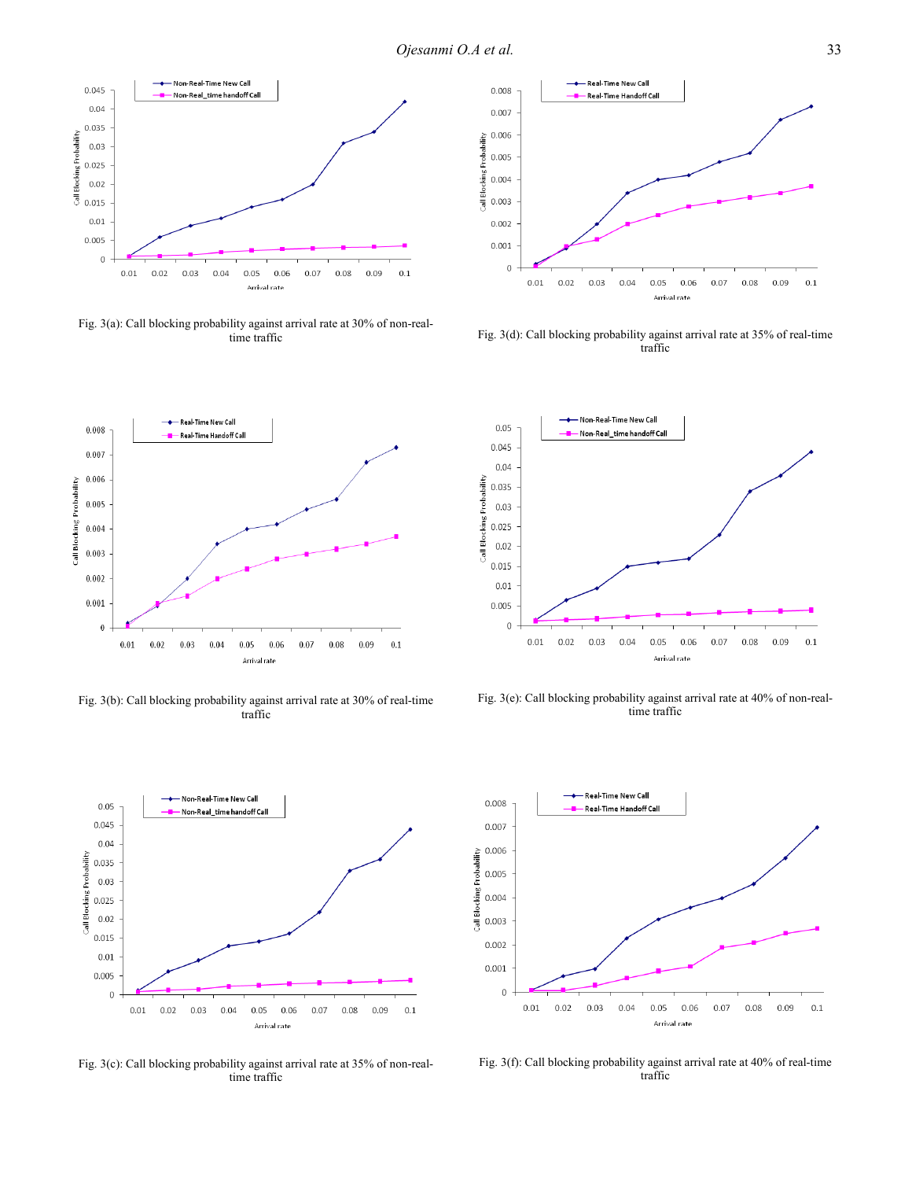Fig. 3(a): Call blocking probability against arrival rate at 30% of non-real-time traffic

Fig. 3(b): Call blocking probability against arrival rate at 30% of real-time traffic

Fig. 3(c): Call blocking probability against arrival rate at 35% of non-real-time traffic

Fig. 3(d): Call blocking probability against arrival rate at 35% of real-time traffic

Fig. 3(e): Call blocking probability against arrival rate at 40% of non-real-time traffic

Fig. 3(f): Call blocking probability against arrival rate at 40% of real-time traffic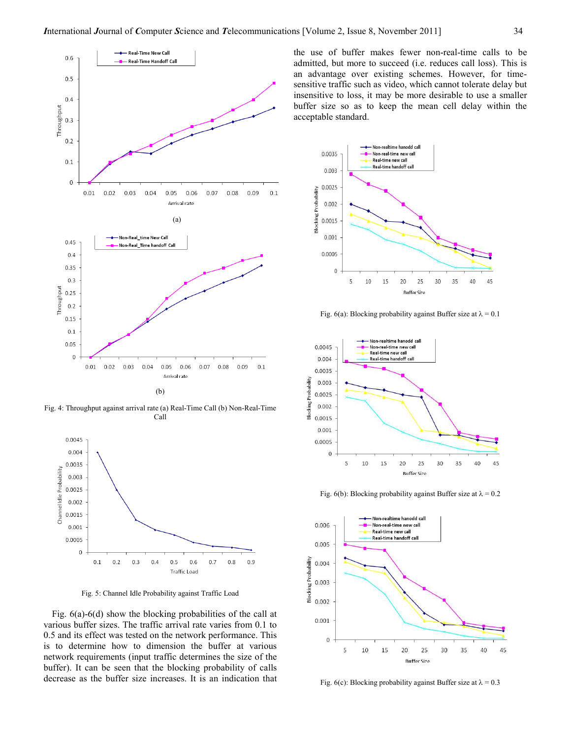(a)

(b)

Fig. 4: Throughput against arrival rate (a) Real-Time Call (b) Non-Real-Time Call

Fig. 5: Channel Idle Probability against Traffic Load

Fig. 6(a)-6(d) show the blocking probabilities of the call at various buffer sizes. The traffic arrival rate varies from 0.1 to 0.5 and its effect was tested on the network performance. This is to determine how to dimension the buffer at various network requirements (input traffic determines the size of the buffer). It can be seen that the blocking probability of calls decrease as the buffer size increases. It is an indication that the use of buffer makes fewer non-real-time calls to be admitted, but more to succeed (i.e. reduces call loss). This is an advantage over existing schemes. However, for time-sensitive traffic such as video, which cannot tolerate delay but insensitive to loss, it may be more desirable to use a smaller buffer size so as to keep the mean cell delay within the acceptable standard.

Fig. 6(a): Blocking probability against Buffer size at $\lambda = 0.1$

Fig. 6(b): Blocking probability against Buffer size at $\lambda = 0.2$

Fig. 6(c): Blocking probability against Buffer size at $\lambda = 0.3$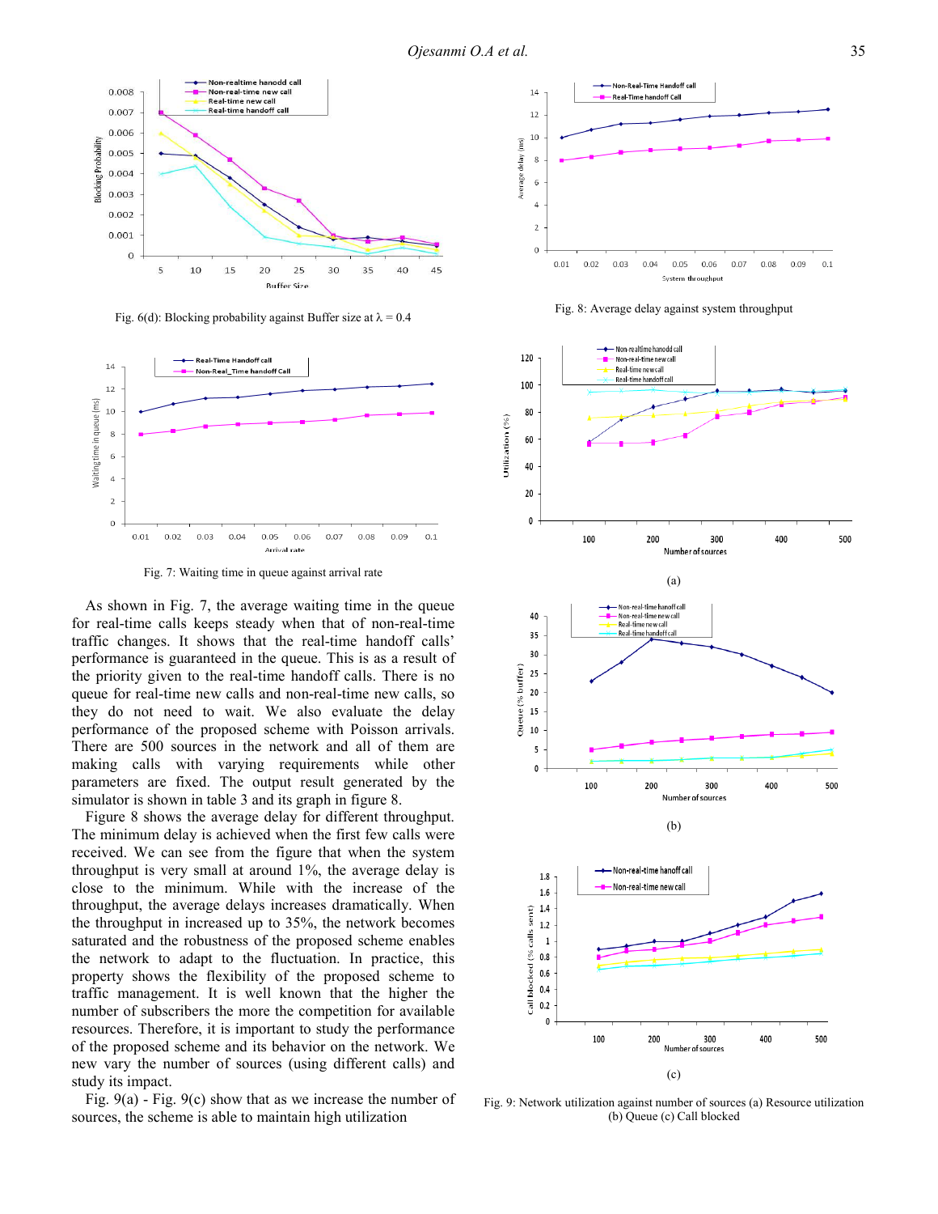Fig. 6(d): Blocking probability against Buffer size at λ = 0.4

Fig. 8: Average delay against system throughput

Fig. 7: Waiting time in queue against arrival rate

(a)

As shown in Fig. 7, the average waiting time in the queue for real-time calls keeps steady when that of non-real-time traffic changes. It shows that the real-time handoff calls' performance is guaranteed in the queue. This is as a result of the priority given to the real-time handoff calls. There is no queue for real-time new calls and non-real-time new calls, so they do not need to wait. We also evaluate the delay performance of the proposed scheme with Poisson arrivals. There are 500 sources in the network and all of them are making calls with varying requirements while other parameters are fixed. The output result generated by the simulator is shown in table 3 and its graph in figure 8.

Figure 8 shows the average delay for different throughput. The minimum delay is achieved when the first few calls were received. We can see from the figure that when the system throughput is very small at around 1%, the average delay is close to the minimum. While with the increase of the throughput, the average delays increases dramatically. When the throughput in increased up to 35%, the network becomes saturated and the robustness of the proposed scheme enables the network to adapt to the fluctuation. In practice, this property shows the flexibility of the proposed scheme to traffic management. It is well known that the higher the number of subscribers the more the competition for available resources. Therefore, it is important to study the performance of the proposed scheme and its behavior on the network. We new vary the number of sources (using different calls) and study its impact.

Fig. 9(a) - Fig. 9(c) show that as we increase the number of sources, the scheme is able to maintain high utilization

(b)

(c)

Fig. 9: Network utilization against number of sources (a) Resource utilization (b) Queue (c) Call blocked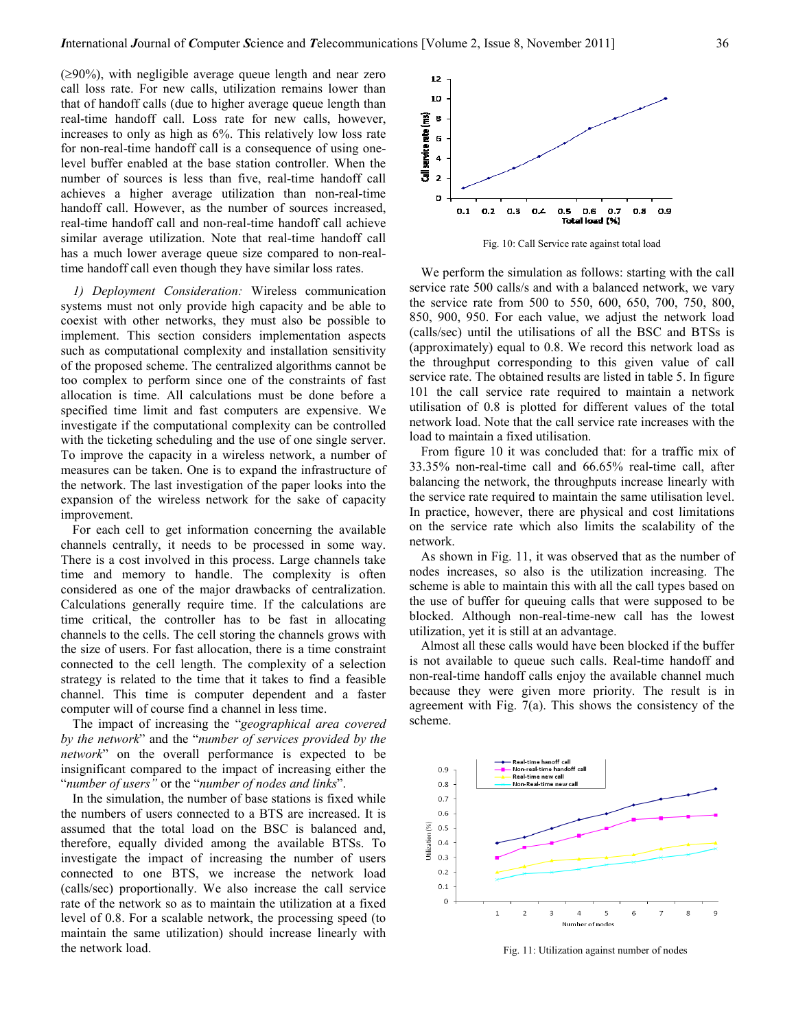(≥90%), with negligible average queue length and near zero call loss rate. For new calls, utilization remains lower than that of handoff calls (due to higher average queue length than real-time handoff call. Loss rate for new calls, however, increases to only as high as 6%. This relatively low loss rate for non-real-time handoff call is a consequence of using one-level buffer enabled at the base station controller. When the number of sources is less than five, real-time handoff call achieves a higher average utilization than non-real-time handoff call. However, as the number of sources increased, real-time handoff call and non-real-time handoff call achieve similar average utilization. Note that real-time handoff call has a much lower average queue size compared to non-real-time handoff call even though they have similar loss rates.

*1) Deployment Consideration:* Wireless communication systems must not only provide high capacity and be able to coexist with other networks, they must also be possible to implement. This section considers implementation aspects such as computational complexity and installation sensitivity of the proposed scheme. The centralized algorithms cannot be too complex to perform since one of the constraints of fast allocation is time. All calculations must be done before a specified time limit and fast computers are expensive. We investigate if the computational complexity can be controlled with the ticketing scheduling and the use of one single server. To improve the capacity in a wireless network, a number of measures can be taken. One is to expand the infrastructure of the network. The last investigation of the paper looks into the expansion of the wireless network for the sake of capacity improvement.

For each cell to get information concerning the available channels centrally, it needs to be processed in some way. There is a cost involved in this process. Large channels take time and memory to handle. The complexity is often considered as one of the major drawbacks of centralization. Calculations generally require time. If the calculations are time critical, the controller has to be fast in allocating channels to the cells. The cell storing the channels grows with the size of users. For fast allocation, there is a time constraint connected to the cell length. The complexity of a selection strategy is related to the time that it takes to find a feasible channel. This time is computer dependent and a faster computer will of course find a channel in less time.

The impact of increasing the "*geographical area covered by the network*" and the "*number of services provided by the network*" on the overall performance is expected to be insignificant compared to the impact of increasing either the "*number of users"* or the "*number of nodes and links*".

In the simulation, the number of base stations is fixed while the numbers of users connected to a BTS are increased. It is assumed that the total load on the BSC is balanced and, therefore, equally divided among the available BTSs. To investigate the impact of increasing the number of users connected to one BTS, we increase the network load (calls/sec) proportionally. We also increase the call service rate of the network so as to maintain the utilization at a fixed level of 0.8. For a scalable network, the processing speed (to maintain the same utilization) should increase linearly with the network load.

Fig. 10: Call Service rate against total load

We perform the simulation as follows: starting with the call service rate 500 calls/s and with a balanced network, we vary the service rate from 500 to 550, 600, 650, 700, 750, 800, 850, 900, 950. For each value, we adjust the network load (calls/sec) until the utilisations of all the BSC and BTSs is (approximately) equal to 0.8. We record this network load as the throughput corresponding to this given value of call service rate. The obtained results are listed in table 5. In figure 101 the call service rate required to maintain a network utilisation of 0.8 is plotted for different values of the total network load. Note that the call service rate increases with the load to maintain a fixed utilisation.

From figure 10 it was concluded that: for a traffic mix of 33.35% non-real-time call and 66.65% real-time call, after balancing the network, the throughputs increase linearly with the service rate required to maintain the same utilisation level. In practice, however, there are physical and cost limitations on the service rate which also limits the scalability of the network.

As shown in Fig. 11, it was observed that as the number of nodes increases, so also is the utilization increasing. The scheme is able to maintain this with all the call types based on the use of buffer for queuing calls that were supposed to be blocked. Although non-real-time-new call has the lowest utilization, yet it is still at an advantage.

Almost all these calls would have been blocked if the buffer is not available to queue such calls. Real-time handoff and non-real-time handoff calls enjoy the available channel much because they were given more priority. The result is in agreement with Fig. 7(a). This shows the consistency of the scheme.

Fig. 11: Utilization against number of nodes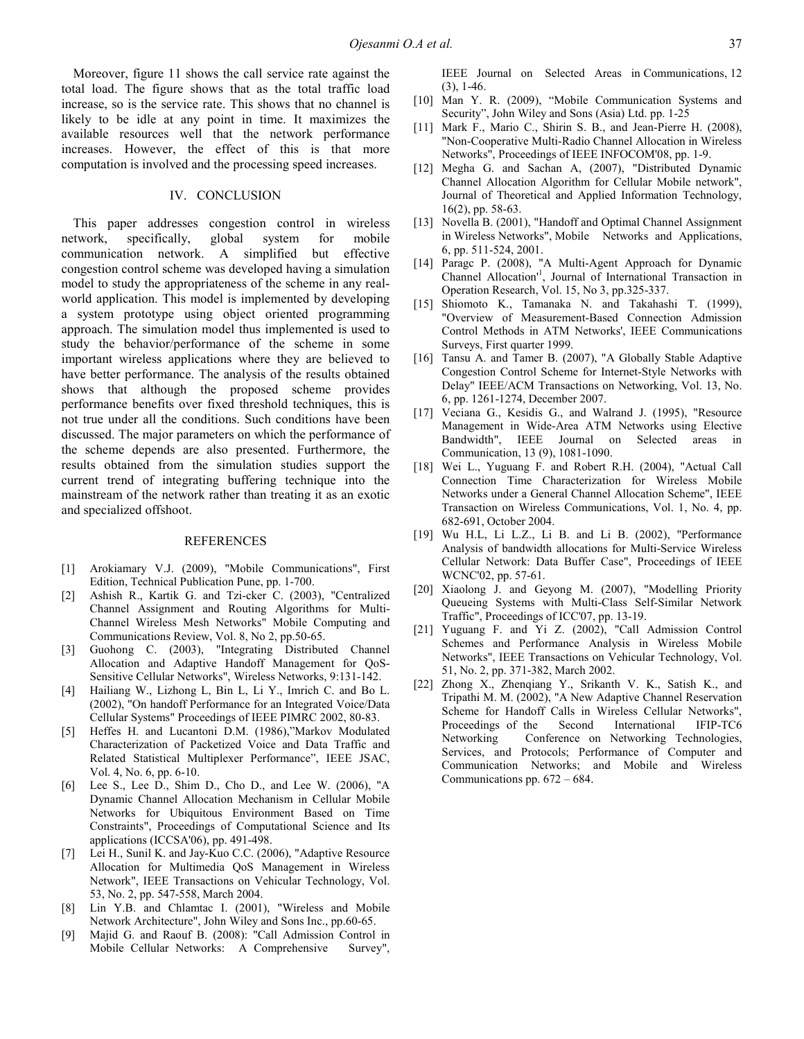Moreover, figure 11 shows the call service rate against the total load. The figure shows that as the total traffic load increase, so is the service rate. This shows that no channel is likely to be idle at any point in time. It maximizes the available resources well that the network performance increases. However, the effect of this is that more computation is involved and the processing speed increases.

## IV. CONCLUSION

This paper addresses congestion control in wireless network, specifically, global system for mobile communication network. A simplified but effective congestion control scheme was developed having a simulation model to study the appropriateness of the scheme in any real-world application. This model is implemented by developing a system prototype using object oriented programming approach. The simulation model thus implemented is used to study the behavior/performance of the scheme in some important wireless applications where they are believed to have better performance. The analysis of the results obtained shows that although the proposed scheme provides performance benefits over fixed threshold techniques, this is not true under all the conditions. Such conditions have been discussed. The major parameters on which the performance of the scheme depends are also presented. Furthermore, the results obtained from the simulation studies support the current trend of integrating buffering technique into the mainstream of the network rather than treating it as an exotic and specialized offshoot.

## REFERENCES

[1] Arokiamary V.J. (2009), "Mobile Communications", First Edition, Technical Publication Pune, pp. 1-700.

[2] Ashish R., Kartik G. and Tzi-cker C. (2003), "Centralized Channel Assignment and Routing Algorithms for Multi-Channel Wireless Mesh Networks" Mobile Computing and Communications Review, Vol. 8, No 2, pp.50-65.

[3] Guohong C. (2003), "Integrating Distributed Channel Allocation and Adaptive Handoff Management for QoS-Sensitive Cellular Networks", Wireless Networks, 9:131-142.

[4] Hailiang W., Lizhong L, Bin L, Li Y., Imrich C. and Bo L. (2002), "On handoff Performance for an Integrated Voice/Data Cellular Systems" Proceedings of IEEE PIMRC 2002, 80-83.

[5] Heffes H. and Lucantoni D.M. (1986),"Markov Modulated Characterization of Packetized Voice and Data Traffic and Related Statistical Multiplexer Performance", IEEE JSAC, Vol. 4, No. 6, pp. 6-10.

[6] Lee S., Lee D., Shim D., Cho D., and Lee W. (2006), "A Dynamic Channel Allocation Mechanism in Cellular Mobile Networks for Ubiquitous Environment Based on Time Constraints", Proceedings of Computational Science and Its applications (ICCSA'06), pp. 491-498.

[7] Lei H., Sunil K. and Jay-Kuo C.C. (2006), "Adaptive Resource Allocation for Multimedia QoS Management in Wireless Network", IEEE Transactions on Vehicular Technology, Vol. 53, No. 2, pp. 547-558, March 2004.

[8] Lin Y.B. and Chlamtac I. (2001), "Wireless and Mobile Network Architecture", John Wiley and Sons Inc., pp.60-65.

[9] Majid G. and Raouf B. (2008): "Call Admission Control in Mobile Cellular Networks: A Comprehensive Survey", IEEE Journal on Selected Areas in Communications, 12 (3), 1-46.

[10] Man Y. R. (2009), "Mobile Communication Systems and Security", John Wiley and Sons (Asia) Ltd. pp. 1-25

[11] Mark F., Mario C., Shirin S. B., and Jean-Pierre H. (2008), "Non-Cooperative Multi-Radio Channel Allocation in Wireless Networks", Proceedings of IEEE INFOCOM'08, pp. 1-9.

[12] Megha G. and Sachan A, (2007), "Distributed Dynamic Channel Allocation Algorithm for Cellular Mobile network", Journal of Theoretical and Applied Information Technology, 16(2), pp. 58-63.

[13] Novella B. (2001), "Handoff and Optimal Channel Assignment in Wireless Networks", Mobile Networks and Applications, 6, pp. 511-524, 2001.

[14] Paragc P. (2008), "A Multi-Agent Approach for Dynamic Channel Allocation'[1], Journal of International Transaction in Operation Research, Vol. 15, No 3, pp.325-337.

[15] Shiomoto K., Tamanaka N. and Takahashi T. (1999), "Overview of Measurement-Based Connection Admission Control Methods in ATM Networks', IEEE Communications Surveys, First quarter 1999.

[16] Tansu A. and Tamer B. (2007), "A Globally Stable Adaptive Congestion Control Scheme for Internet-Style Networks with Delay" IEEE/ACM Transactions on Networking, Vol. 13, No. 6, pp. 1261-1274, December 2007.

[17] Veciana G., Kesidis G., and Walrand J. (1995), "Resource Management in Wide-Area ATM Networks using Elective Bandwidth", IEEE Journal on Selected areas in Communication, 13 (9), 1081-1090.

[18] Wei L., Yuguang F. and Robert R.H. (2004), "Actual Call Connection Time Characterization for Wireless Mobile Networks under a General Channel Allocation Scheme", IEEE Transaction on Wireless Communications, Vol. 1, No. 4, pp. 682-691, October 2004.

[19] Wu H.L, Li L.Z., Li B. and Li B. (2002), "Performance Analysis of bandwidth allocations for Multi-Service Wireless Cellular Network: Data Buffer Case", Proceedings of IEEE WCNC'02, pp. 57-61.

[20] Xiaolong J. and Geyong M. (2007), "Modelling Priority Queueing Systems with Multi-Class Self-Similar Network Traffic", Proceedings of ICC'07, pp. 13-19.

[21] Yuguang F. and Yi Z. (2002), "Call Admission Control Schemes and Performance Analysis in Wireless Mobile Networks", IEEE Transactions on Vehicular Technology, Vol. 51, No. 2, pp. 371-382, March 2002.

[22] Zhong X., Zhenqiang Y., Srikanth V. K., Satish K., and Tripathi M. M. (2002), "A New Adaptive Channel Reservation Scheme for Handoff Calls in Wireless Cellular Networks", Proceedings of the Second International IFIP-TC6 Networking Conference on Networking Technologies, Services, and Protocols; Performance of Computer and Communication Networks; and Mobile and Wireless Communications pp. 672 – 684.